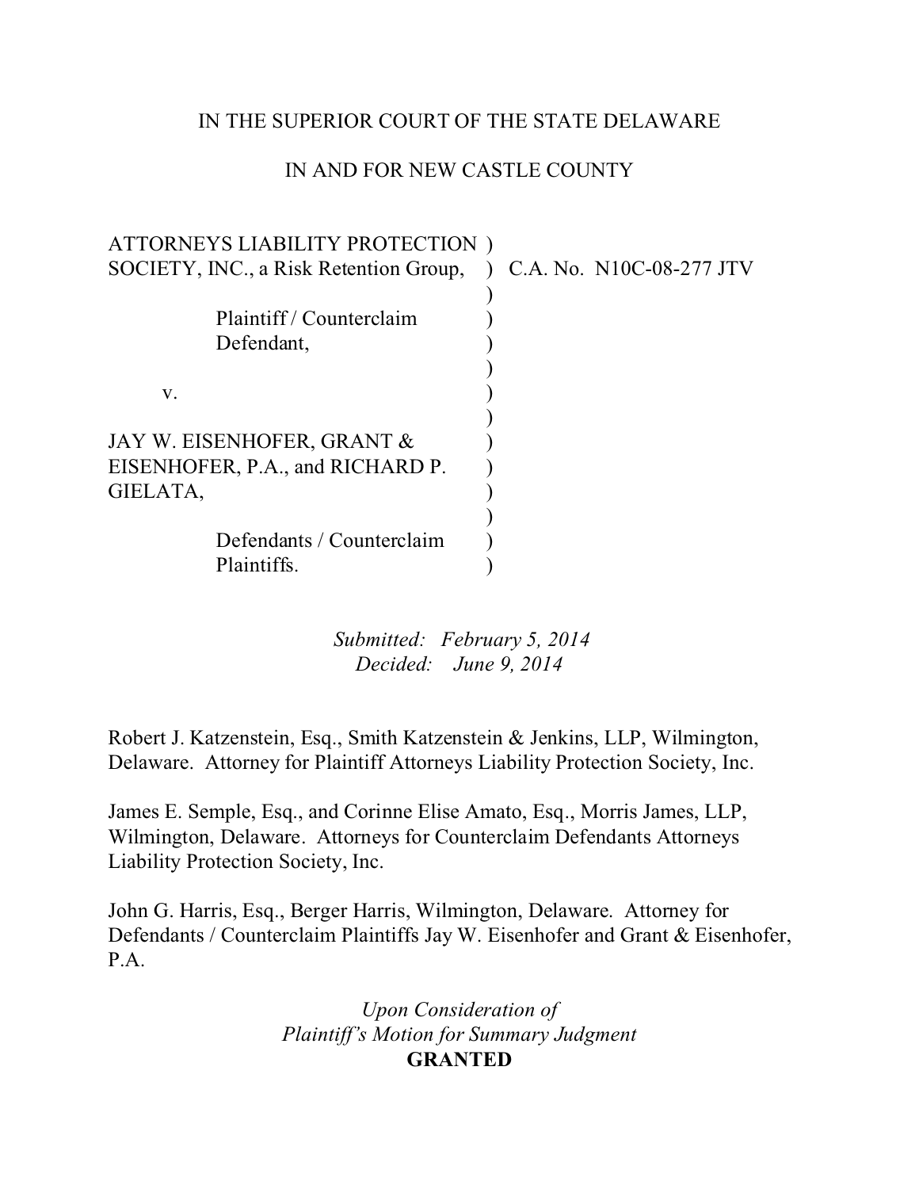IN THE SUPERIOR COURT OF THE STATE DELAWARE

IN AND FOR NEW CASTLE COUNTY

| | | |
|---|---|---|
| ATTORNEYS LIABILITY PROTECTION SOCIETY, INC., a Risk Retention Group, | ) | C.A. No. N10C-08-277 JTV |
| Plaintiff / Counterclaim Defendant, | ) | |
| v. | ) | |
| JAY W. EISENHOFER, GRANT & EISENHOFER, P.A., and RICHARD P. GIELATA, | ) | |
| Defendants / Counterclaim Plaintiffs. | ) | |

*Submitted: February 5, 2014*
*Decided: June 9, 2014*

Robert J. Katzenstein, Esq., Smith Katzenstein & Jenkins, LLP, Wilmington, Delaware. Attorney for Plaintiff Attorneys Liability Protection Society, Inc.

James E. Semple, Esq., and Corinne Elise Amato, Esq., Morris James, LLP, Wilmington, Delaware. Attorneys for Counterclaim Defendants Attorneys Liability Protection Society, Inc.

John G. Harris, Esq., Berger Harris, Wilmington, Delaware. Attorney for Defendants / Counterclaim Plaintiffs Jay W. Eisenhofer and Grant & Eisenhofer, P.A.

*Upon Consideration of*
*Plaintiff's Motion for Summary Judgment*
**GRANTED**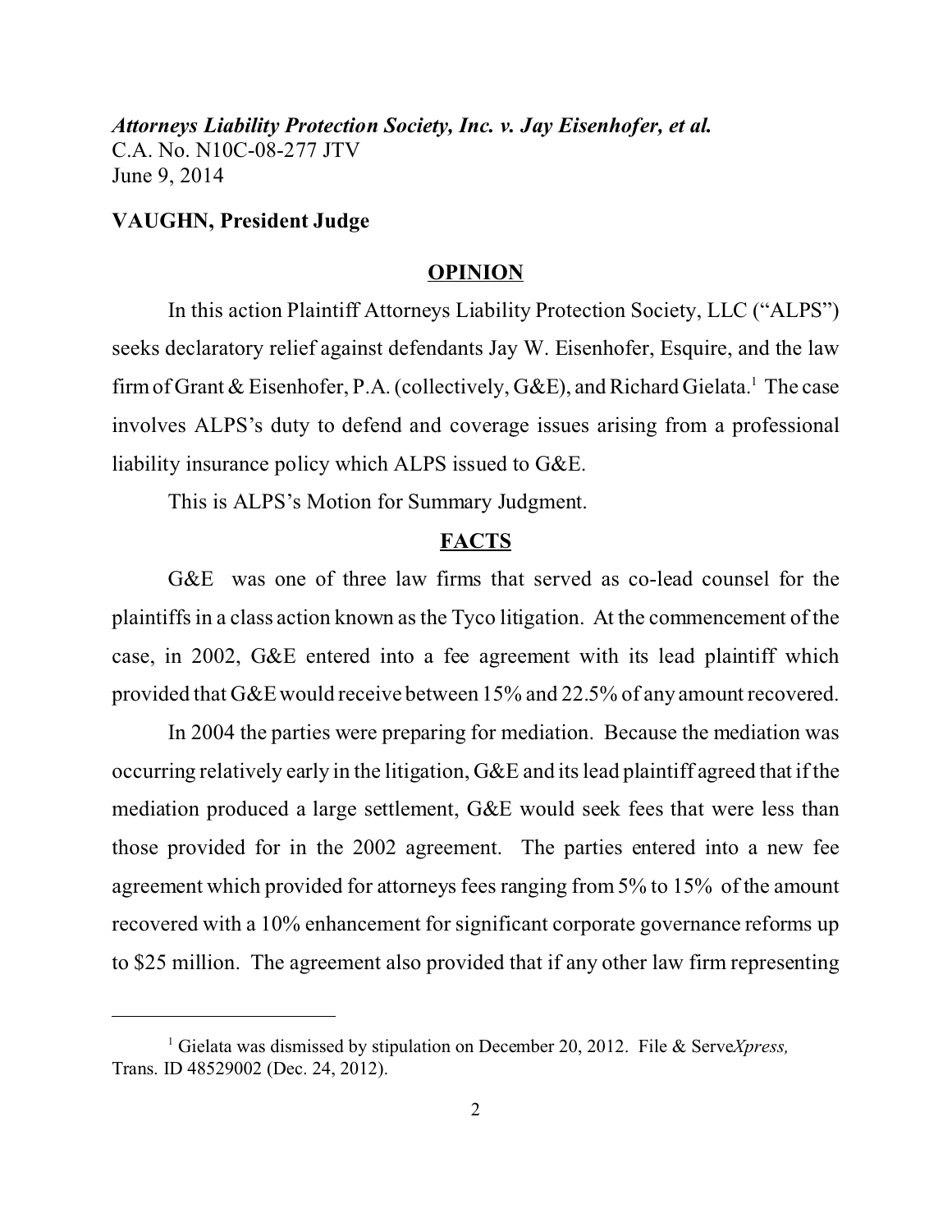*Attorneys Liability Protection Society, Inc. v. Jay Eisenhofer, et al.*
C.A. No. N10C-08-277 JTV
June 9, 2014

**VAUGHN, President Judge**

## OPINION

In this action Plaintiff Attorneys Liability Protection Society, LLC ("ALPS") seeks declaratory relief against defendants Jay W. Eisenhofer, Esquire, and the law firm of Grant & Eisenhofer, P.A. (collectively, G&E), and Richard Gielata.[1] The case involves ALPS's duty to defend and coverage issues arising from a professional liability insurance policy which ALPS issued to G&E.

This is ALPS's Motion for Summary Judgment.

## FACTS

G&E was one of three law firms that served as co-lead counsel for the plaintiffs in a class action known as the Tyco litigation. At the commencement of the case, in 2002, G&E entered into a fee agreement with its lead plaintiff which provided that G&E would receive between 15% and 22.5% of any amount recovered.

In 2004 the parties were preparing for mediation. Because the mediation was occurring relatively early in the litigation, G&E and its lead plaintiff agreed that if the mediation produced a large settlement, G&E would seek fees that were less than those provided for in the 2002 agreement. The parties entered into a new fee agreement which provided for attorneys fees ranging from 5% to 15% of the amount recovered with a 10% enhancement for significant corporate governance reforms up to $25 million. The agreement also provided that if any other law firm representing

---

[1] Gielata was dismissed by stipulation on December 20, 2012. File & Serve*Xpress,* Trans. ID 48529002 (Dec. 24, 2012).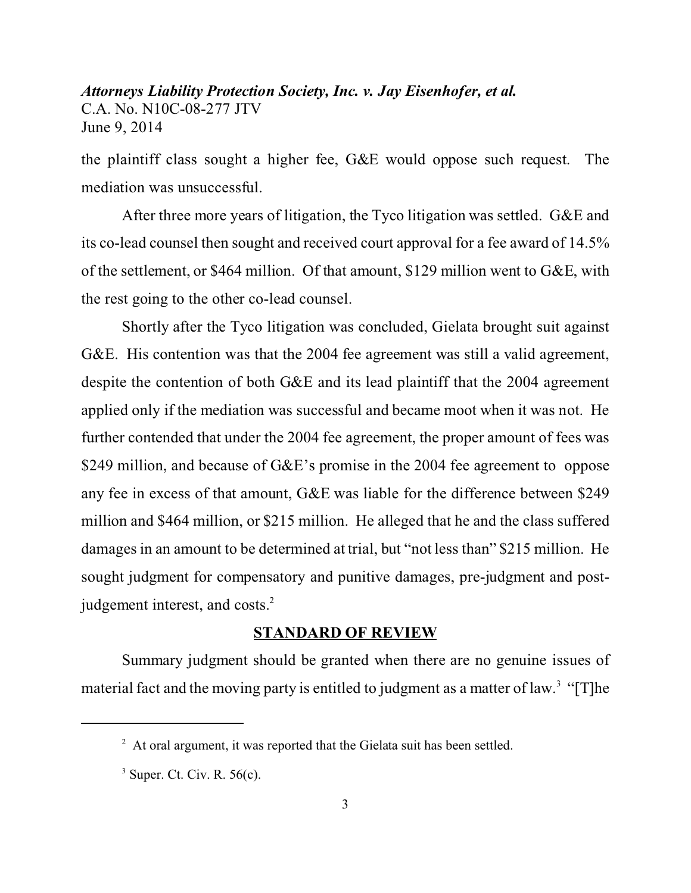the plaintiff class sought a higher fee, G&E would oppose such request. The mediation was unsuccessful.

After three more years of litigation, the Tyco litigation was settled. G&E and its co-lead counsel then sought and received court approval for a fee award of 14.5% of the settlement, or $464 million. Of that amount, $129 million went to G&E, with the rest going to the other co-lead counsel.

Shortly after the Tyco litigation was concluded, Gielata brought suit against G&E. His contention was that the 2004 fee agreement was still a valid agreement, despite the contention of both G&E and its lead plaintiff that the 2004 agreement applied only if the mediation was successful and became moot when it was not. He further contended that under the 2004 fee agreement, the proper amount of fees was $249 million, and because of G&E's promise in the 2004 fee agreement to oppose any fee in excess of that amount, G&E was liable for the difference between $249 million and $464 million, or $215 million. He alleged that he and the class suffered damages in an amount to be determined at trial, but "not less than" $215 million. He sought judgment for compensatory and punitive damages, pre-judgment and post-judgement interest, and costs.[2]

## STANDARD OF REVIEW

Summary judgment should be granted when there are no genuine issues of material fact and the moving party is entitled to judgment as a matter of law.[3] "[T]he

---

[2] At oral argument, it was reported that the Gielata suit has been settled.

[3] Super. Ct. Civ. R. 56(c).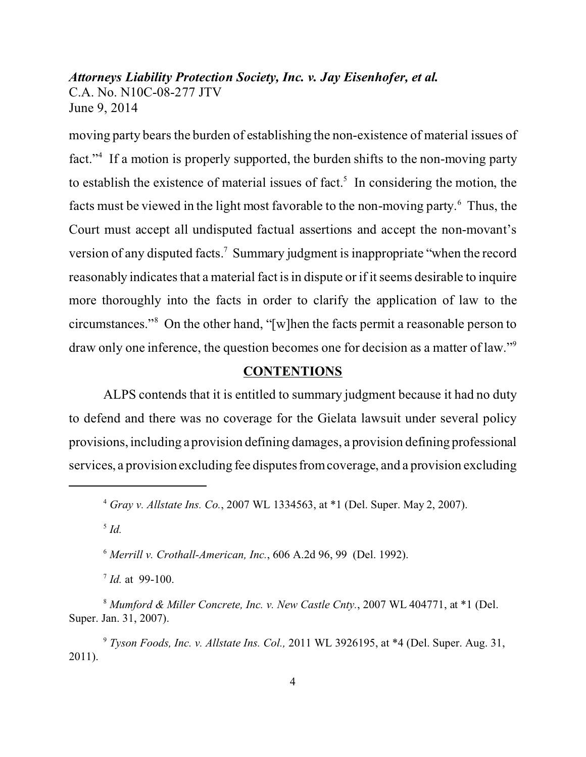moving party bears the burden of establishing the non-existence of material issues of fact."[4] If a motion is properly supported, the burden shifts to the non-moving party to establish the existence of material issues of fact.[5] In considering the motion, the facts must be viewed in the light most favorable to the non-moving party.[6] Thus, the Court must accept all undisputed factual assertions and accept the non-movant's version of any disputed facts.[7] Summary judgment is inappropriate "when the record reasonably indicates that a material fact is in dispute or if it seems desirable to inquire more thoroughly into the facts in order to clarify the application of law to the circumstances."[8] On the other hand, "[w]hen the facts permit a reasonable person to draw only one inference, the question becomes one for decision as a matter of law."[9]

## CONTENTIONS

ALPS contends that it is entitled to summary judgment because it had no duty to defend and there was no coverage for the Gielata lawsuit under several policy provisions, including a provision defining damages, a provision defining professional services, a provision excluding fee disputes from coverage, and a provision excluding

---

[4] *Gray v. Allstate Ins. Co.*, 2007 WL 1334563, at *1 (Del. Super. May 2, 2007).

[5] *Id.*

[6] *Merrill v. Crothall-American, Inc.*, 606 A.2d 96, 99 (Del. 1992).

[7] *Id.* at 99-100.

[8] *Mumford & Miller Concrete, Inc. v. New Castle Cnty.*, 2007 WL 404771, at *1 (Del. Super. Jan. 31, 2007).

[9] *Tyson Foods, Inc. v. Allstate Ins. Col.,* 2011 WL 3926195, at *4 (Del. Super. Aug. 31, 2011).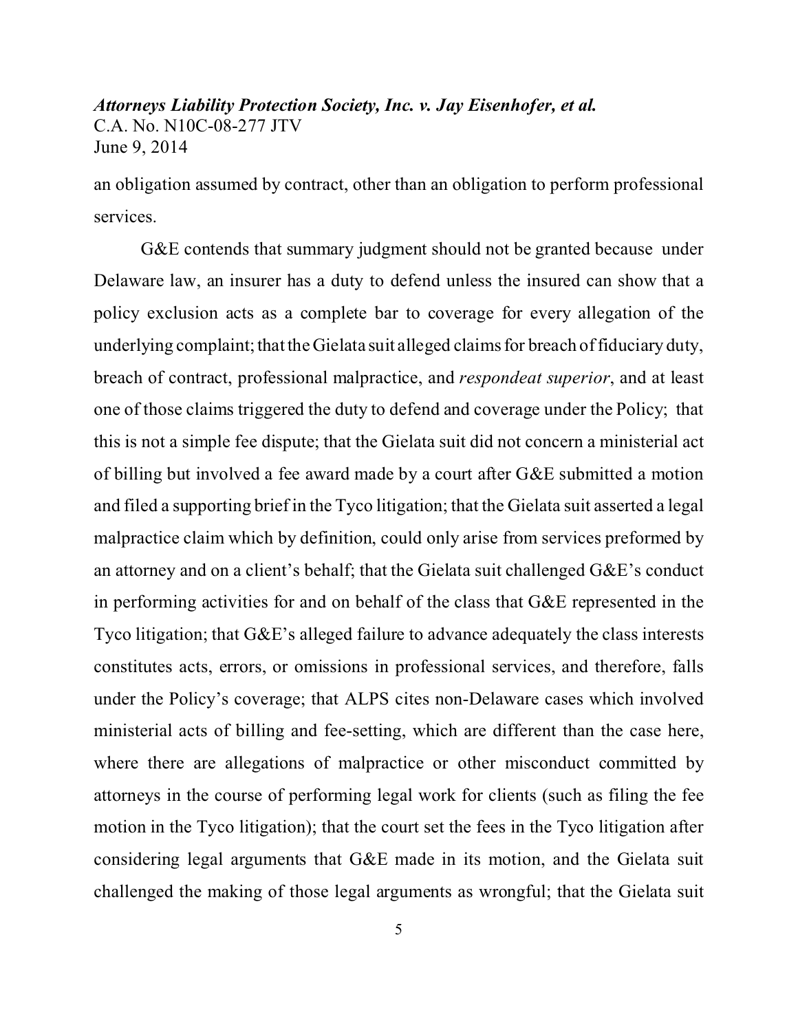an obligation assumed by contract, other than an obligation to perform professional services.

G&E contends that summary judgment should not be granted because under Delaware law, an insurer has a duty to defend unless the insured can show that a policy exclusion acts as a complete bar to coverage for every allegation of the underlying complaint; that the Gielata suit alleged claims for breach of fiduciary duty, breach of contract, professional malpractice, and *respondeat superior*, and at least one of those claims triggered the duty to defend and coverage under the Policy; that this is not a simple fee dispute; that the Gielata suit did not concern a ministerial act of billing but involved a fee award made by a court after G&E submitted a motion and filed a supporting brief in the Tyco litigation; that the Gielata suit asserted a legal malpractice claim which by definition, could only arise from services preformed by an attorney and on a client's behalf; that the Gielata suit challenged G&E's conduct in performing activities for and on behalf of the class that G&E represented in the Tyco litigation; that G&E's alleged failure to advance adequately the class interests constitutes acts, errors, or omissions in professional services, and therefore, falls under the Policy's coverage; that ALPS cites non-Delaware cases which involved ministerial acts of billing and fee-setting, which are different than the case here, where there are allegations of malpractice or other misconduct committed by attorneys in the course of performing legal work for clients (such as filing the fee motion in the Tyco litigation); that the court set the fees in the Tyco litigation after considering legal arguments that G&E made in its motion, and the Gielata suit challenged the making of those legal arguments as wrongful; that the Gielata suit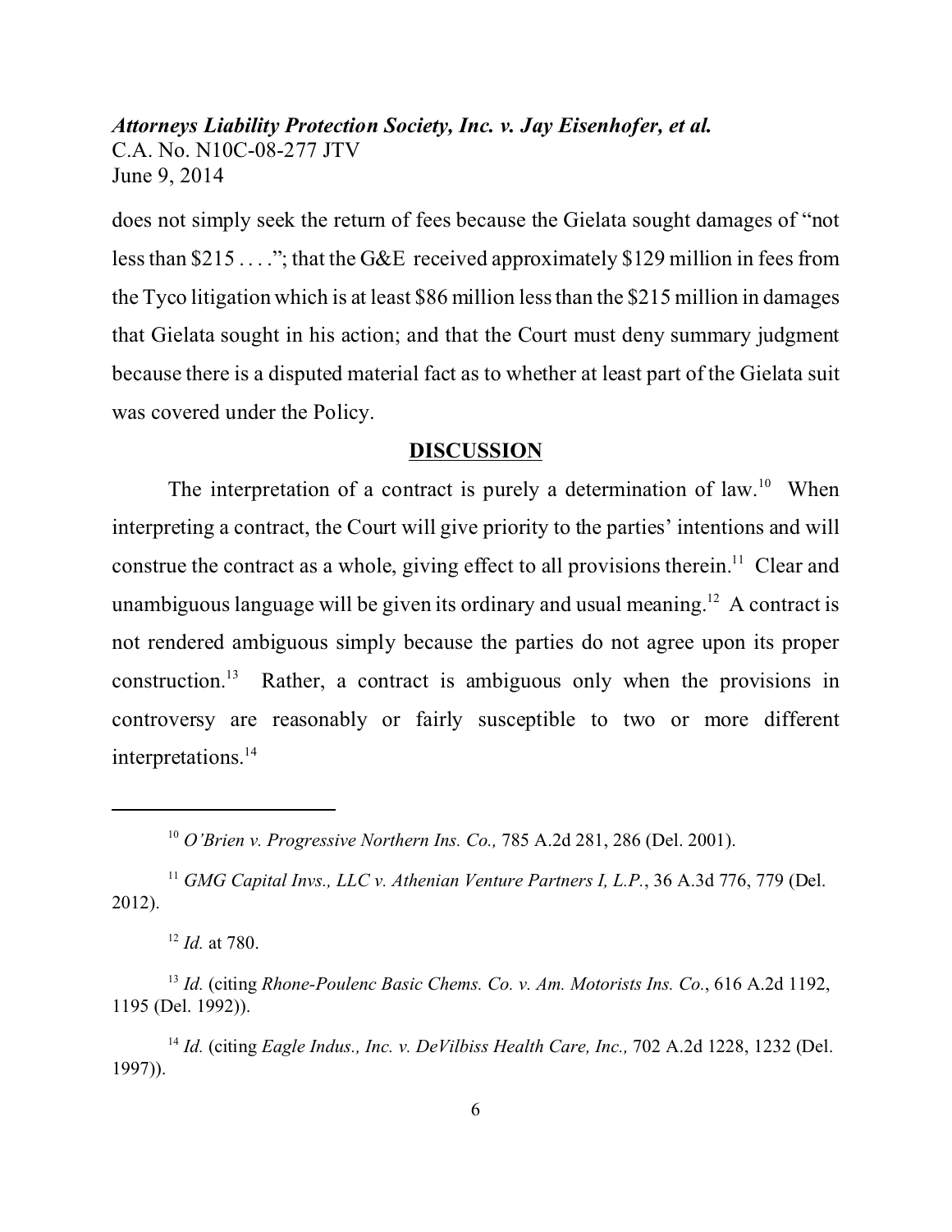does not simply seek the return of fees because the Gielata sought damages of "not less than $215 . . . ."; that the G&E received approximately $129 million in fees from the Tyco litigation which is at least $86 million less than the $215 million in damages that Gielata sought in his action; and that the Court must deny summary judgment because there is a disputed material fact as to whether at least part of the Gielata suit was covered under the Policy.

## DISCUSSION

The interpretation of a contract is purely a determination of law.[10] When interpreting a contract, the Court will give priority to the parties' intentions and will construe the contract as a whole, giving effect to all provisions therein.[11] Clear and unambiguous language will be given its ordinary and usual meaning.[12] A contract is not rendered ambiguous simply because the parties do not agree upon its proper construction.[13] Rather, a contract is ambiguous only when the provisions in controversy are reasonably or fairly susceptible to two or more different interpretations.[14]

---

[10] *O'Brien v. Progressive Northern Ins. Co.,* 785 A.2d 281, 286 (Del. 2001).

[11] *GMG Capital Invs., LLC v. Athenian Venture Partners I, L.P.*, 36 A.3d 776, 779 (Del. 2012).

[12] *Id.* at 780.

[13] *Id.* (citing *Rhone-Poulenc Basic Chems. Co. v. Am. Motorists Ins. Co.*, 616 A.2d 1192, 1195 (Del. 1992)).

[14] *Id.* (citing *Eagle Indus., Inc. v. DeVilbiss Health Care, Inc.,* 702 A.2d 1228, 1232 (Del. 1997)).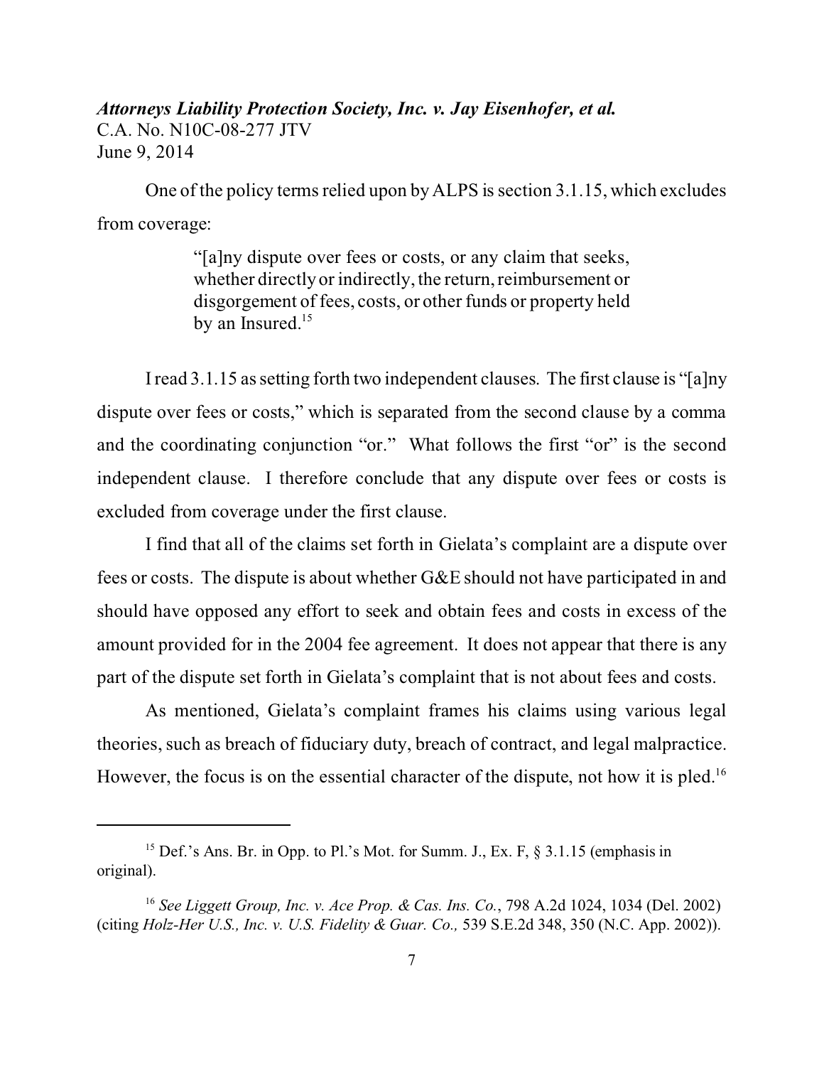One of the policy terms relied upon by ALPS is section 3.1.15, which excludes from coverage:

> "[a]ny dispute over fees or costs, or any claim that seeks, whether directly or indirectly, the return, reimbursement or disgorgement of fees, costs, or other funds or property held by an Insured.[15]

I read 3.1.15 as setting forth two independent clauses. The first clause is "[a]ny dispute over fees or costs," which is separated from the second clause by a comma and the coordinating conjunction "or." What follows the first "or" is the second independent clause. I therefore conclude that any dispute over fees or costs is excluded from coverage under the first clause.

I find that all of the claims set forth in Gielata's complaint are a dispute over fees or costs. The dispute is about whether G&E should not have participated in and should have opposed any effort to seek and obtain fees and costs in excess of the amount provided for in the 2004 fee agreement. It does not appear that there is any part of the dispute set forth in Gielata's complaint that is not about fees and costs.

As mentioned, Gielata's complaint frames his claims using various legal theories, such as breach of fiduciary duty, breach of contract, and legal malpractice. However, the focus is on the essential character of the dispute, not how it is pled.[16]

---

[15] Def.'s Ans. Br. in Opp. to Pl.'s Mot. for Summ. J., Ex. F, § 3.1.15 (emphasis in original).

[16] *See Liggett Group, Inc. v. Ace Prop. & Cas. Ins. Co.*, 798 A.2d 1024, 1034 (Del. 2002) (citing *Holz-Her U.S., Inc. v. U.S. Fidelity & Guar. Co.,* 539 S.E.2d 348, 350 (N.C. App. 2002)).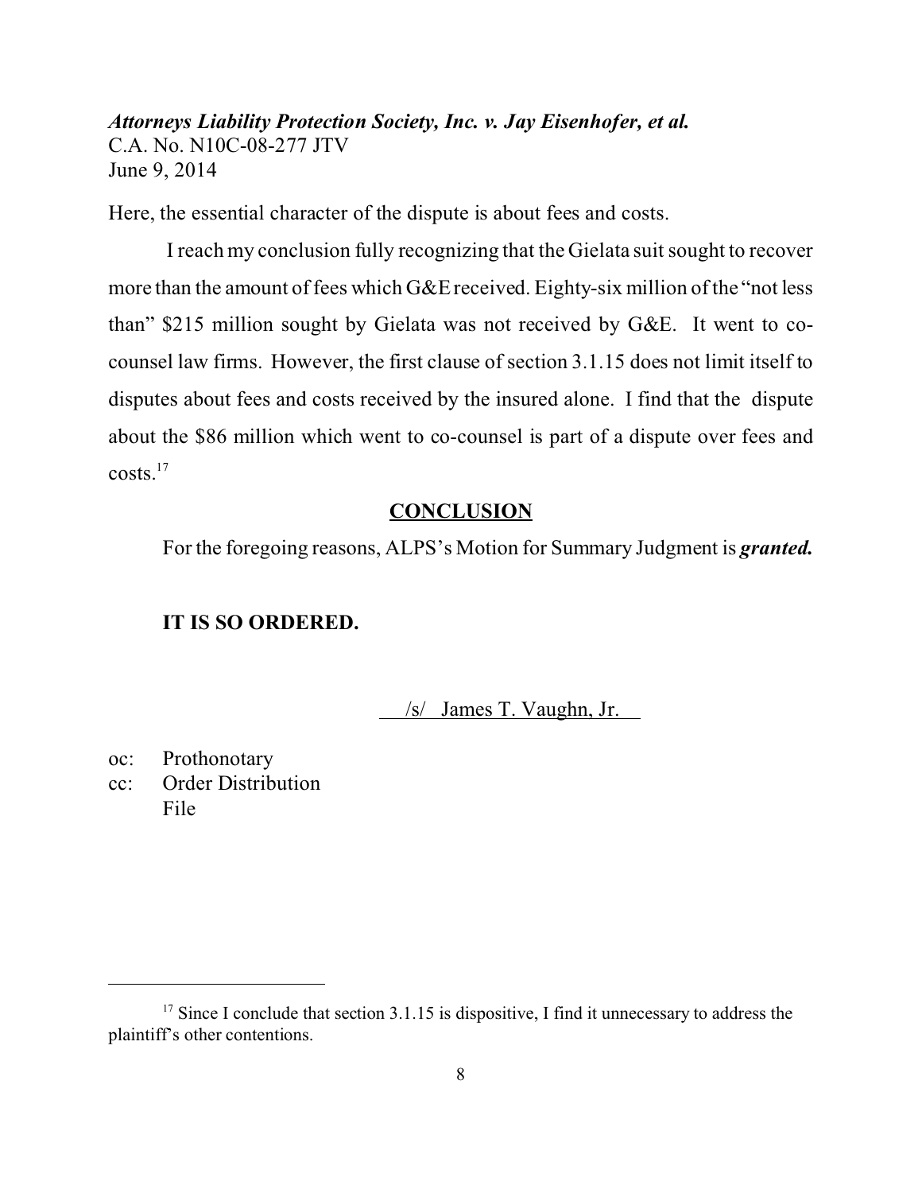Here, the essential character of the dispute is about fees and costs.

I reach my conclusion fully recognizing that the Gielata suit sought to recover more than the amount of fees which G&E received. Eighty-six million of the "not less than" $215 million sought by Gielata was not received by G&E. It went to co-counsel law firms. However, the first clause of section 3.1.15 does not limit itself to disputes about fees and costs received by the insured alone. I find that the dispute about the $86 million which went to co-counsel is part of a dispute over fees and costs.[17]

## CONCLUSION

For the foregoing reasons, ALPS's Motion for Summary Judgment is ***granted.***

**IT IS SO ORDERED.**

/s/ James T. Vaughn, Jr.

oc: Prothonotary
cc: Order Distribution
File

[17] Since I conclude that section 3.1.15 is dispositive, I find it unnecessary to address the plaintiff's other contentions.